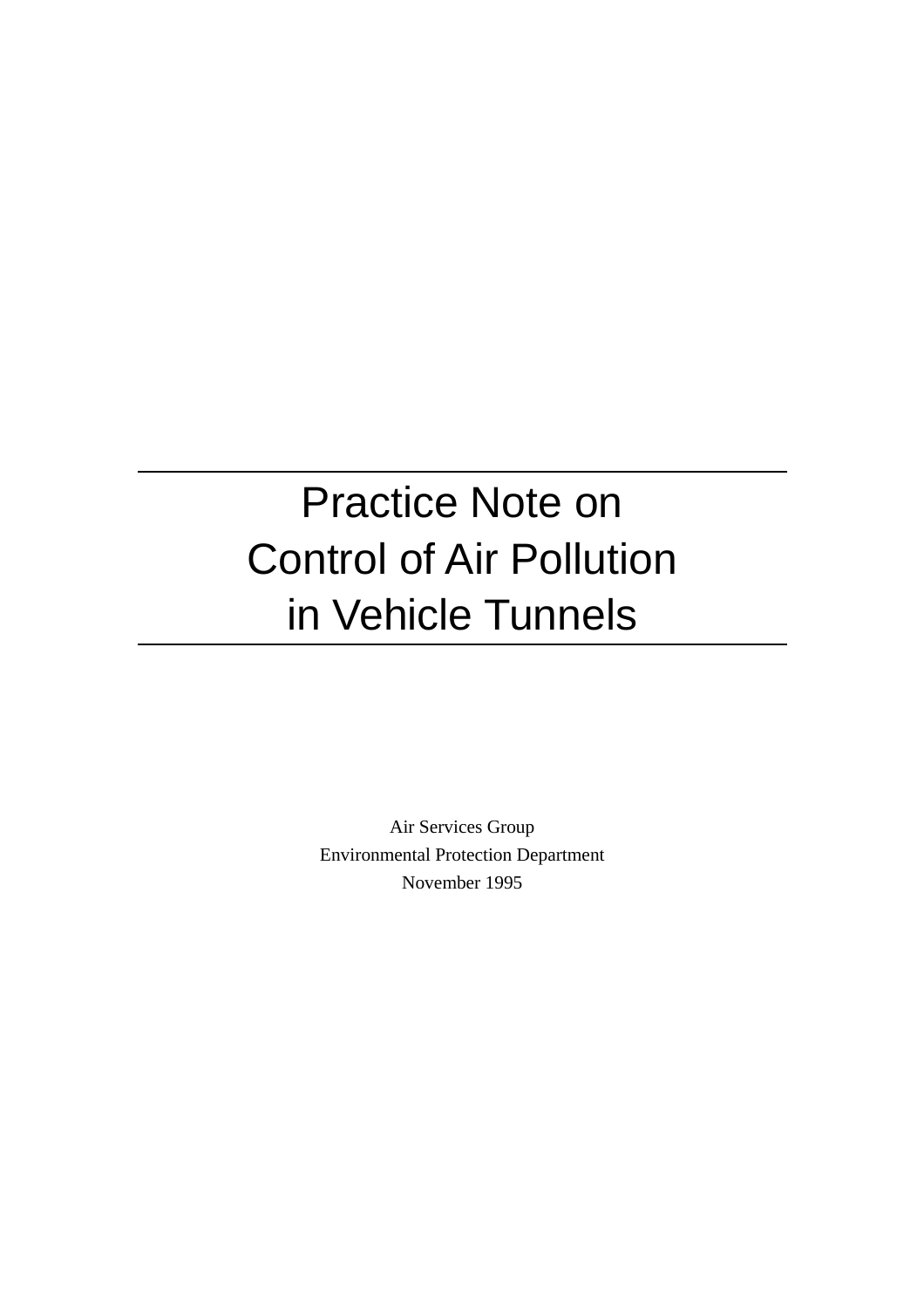# Practice Note on Control of Air Pollution in Vehicle Tunnels

Air Services Group

Environmental Protection Department

November 1995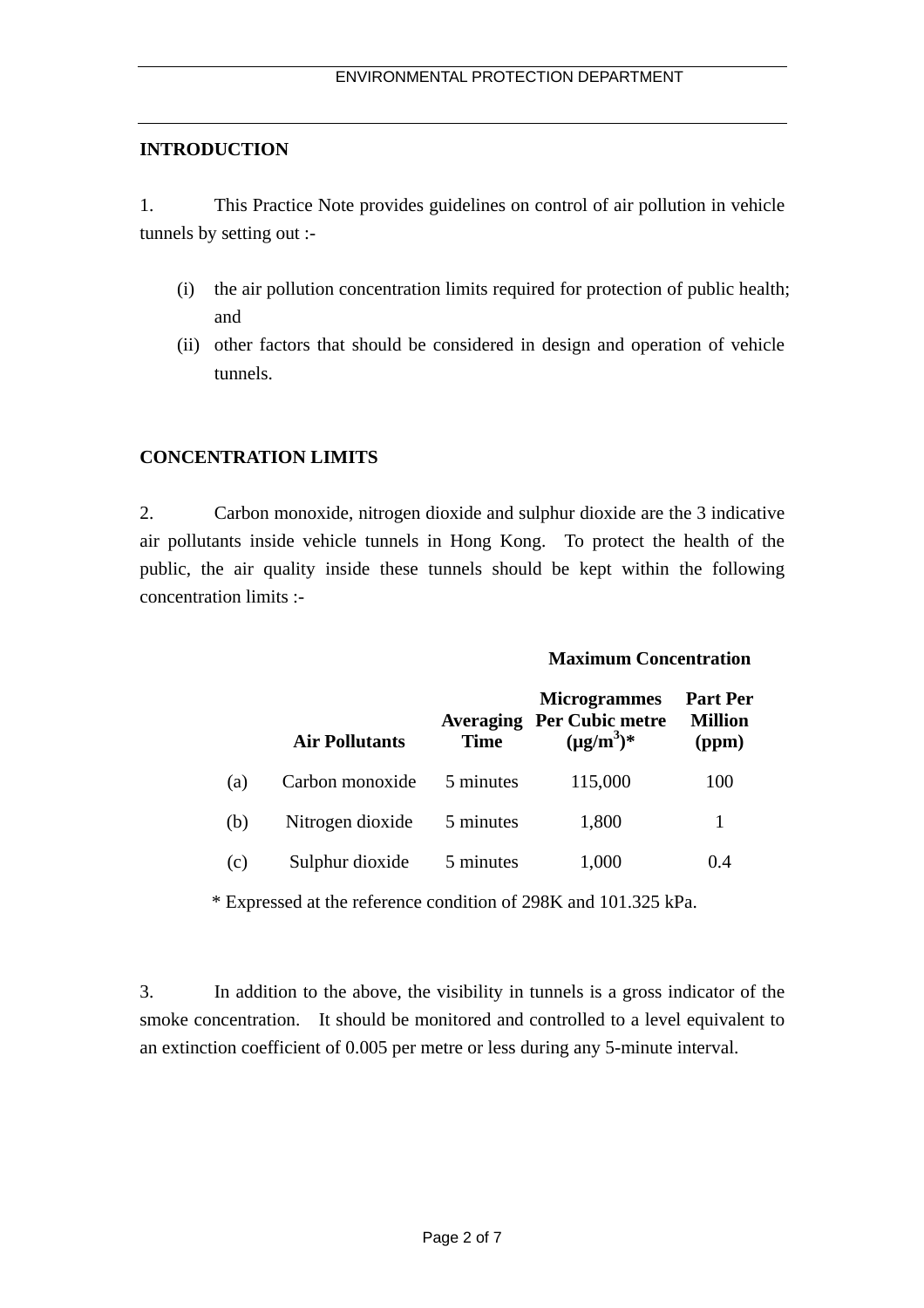## INTRODUCTION

1. This Practice Note provides guidelines on control of air pollution in vehicle tunnels by setting out :-

(i) the air pollution concentration limits required for protection of public health; and

(ii) other factors that should be considered in design and operation of vehicle tunnels.

## CONCENTRATION LIMITS

2. Carbon monoxide, nitrogen dioxide and sulphur dioxide are the 3 indicative air pollutants inside vehicle tunnels in Hong Kong. To protect the health of the public, the air quality inside these tunnels should be kept within the following concentration limits :-

| | | | **Maximum Concentration** | |
|---|---|---|---|---|
| | **Air Pollutants** | **Averaging Time** | **Microgrammes Per Cubic metre ($\mu g/m^3$)*** | **Part Per Million (ppm)** |
| (a) | Carbon monoxide | 5 minutes | 115,000 | 100 |
| (b) | Nitrogen dioxide | 5 minutes | 1,800 | 1 |
| (c) | Sulphur dioxide | 5 minutes | 1,000 | 0.4 |

\* Expressed at the reference condition of 298K and 101.325 kPa.

3. In addition to the above, the visibility in tunnels is a gross indicator of the smoke concentration. It should be monitored and controlled to a level equivalent to an extinction coefficient of 0.005 per metre or less during any 5-minute interval.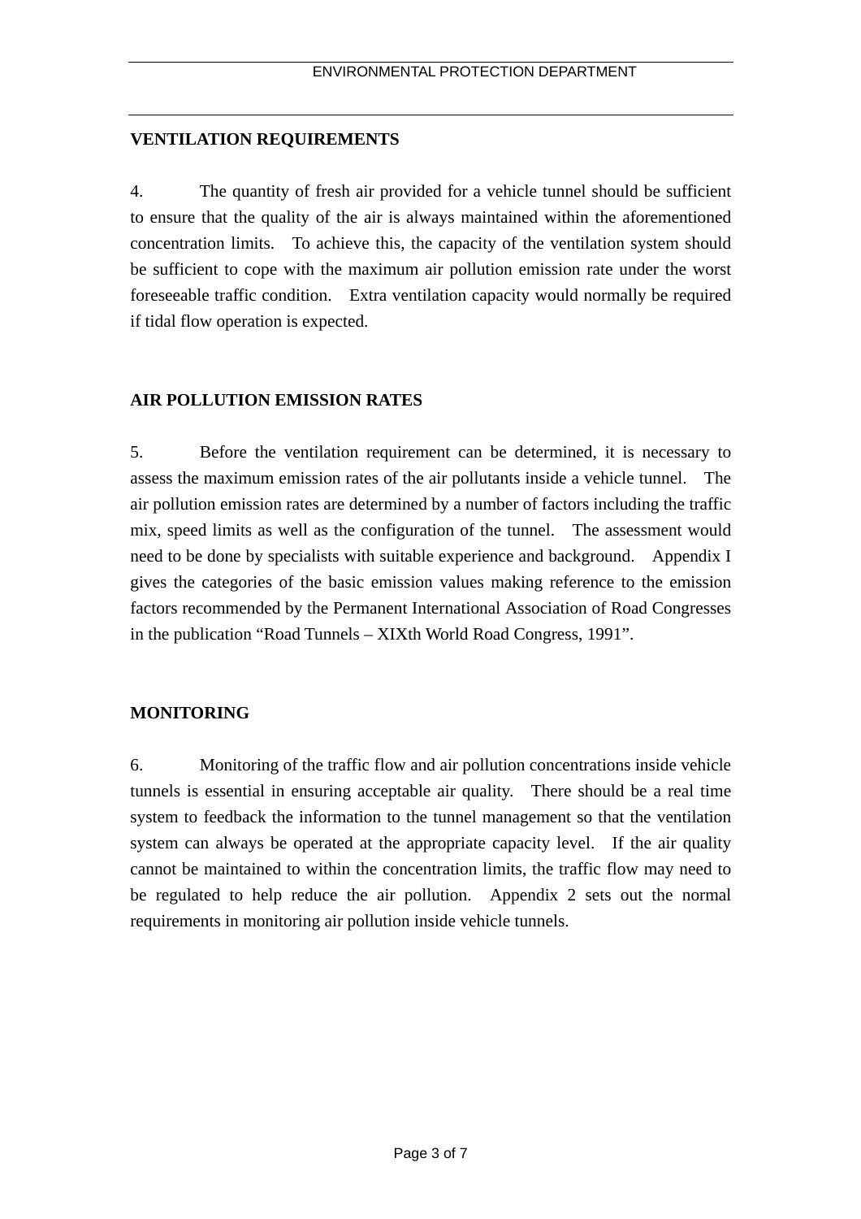## VENTILATION REQUIREMENTS

4. The quantity of fresh air provided for a vehicle tunnel should be sufficient to ensure that the quality of the air is always maintained within the aforementioned concentration limits. To achieve this, the capacity of the ventilation system should be sufficient to cope with the maximum air pollution emission rate under the worst foreseeable traffic condition. Extra ventilation capacity would normally be required if tidal flow operation is expected.

## AIR POLLUTION EMISSION RATES

5. Before the ventilation requirement can be determined, it is necessary to assess the maximum emission rates of the air pollutants inside a vehicle tunnel. The air pollution emission rates are determined by a number of factors including the traffic mix, speed limits as well as the configuration of the tunnel. The assessment would need to be done by specialists with suitable experience and background. Appendix I gives the categories of the basic emission values making reference to the emission factors recommended by the Permanent International Association of Road Congresses in the publication “Road Tunnels – XIXth World Road Congress, 1991”.

## MONITORING

6. Monitoring of the traffic flow and air pollution concentrations inside vehicle tunnels is essential in ensuring acceptable air quality. There should be a real time system to feedback the information to the tunnel management so that the ventilation system can always be operated at the appropriate capacity level. If the air quality cannot be maintained to within the concentration limits, the traffic flow may need to be regulated to help reduce the air pollution. Appendix 2 sets out the normal requirements in monitoring air pollution inside vehicle tunnels.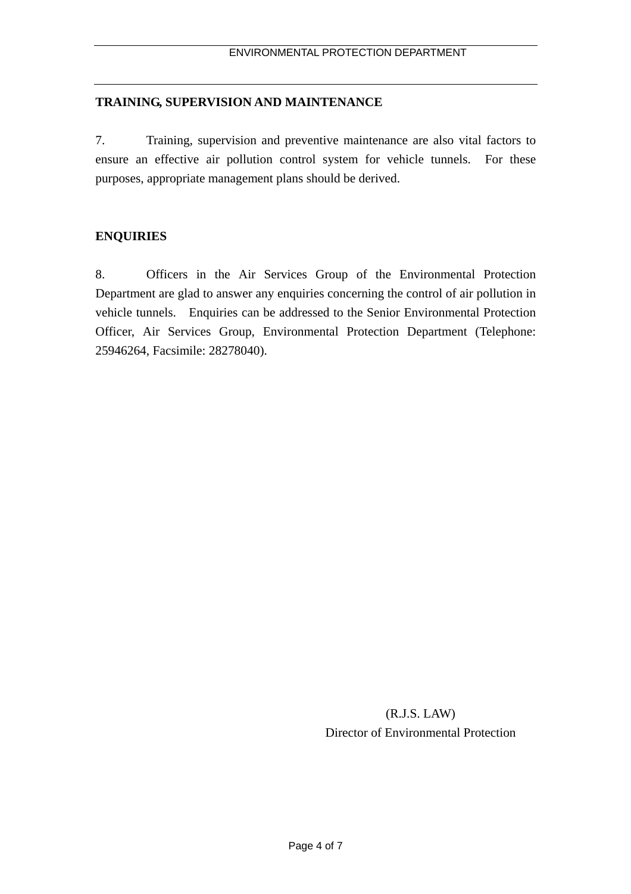## TRAINING, SUPERVISION AND MAINTENANCE

7. Training, supervision and preventive maintenance are also vital factors to ensure an effective air pollution control system for vehicle tunnels. For these purposes, appropriate management plans should be derived.

## ENQUIRIES

8. Officers in the Air Services Group of the Environmental Protection Department are glad to answer any enquiries concerning the control of air pollution in vehicle tunnels. Enquiries can be addressed to the Senior Environmental Protection Officer, Air Services Group, Environmental Protection Department (Telephone: 25946264, Facsimile: 28278040).

(R.J.S. LAW)
Director of Environmental Protection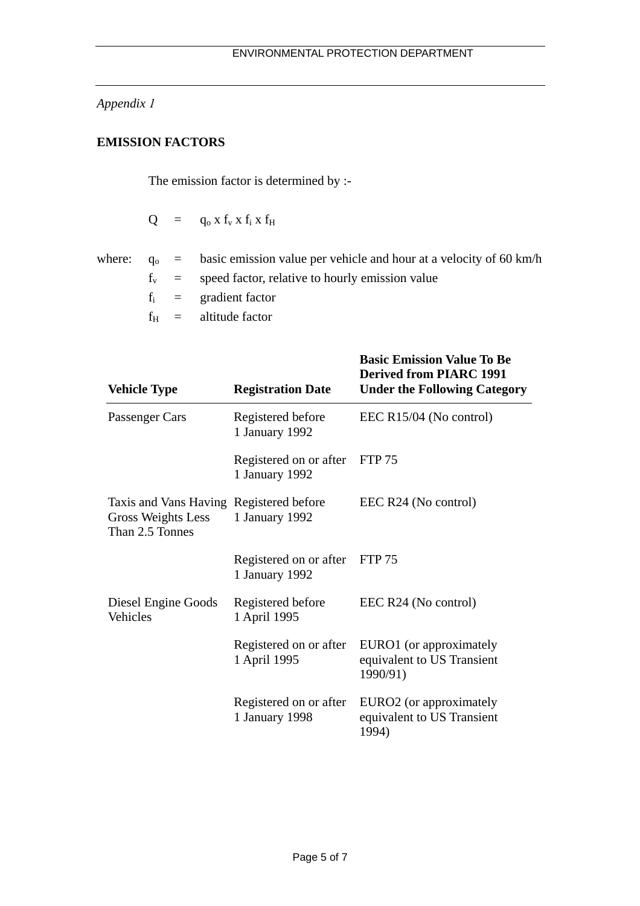*Appendix 1*

## EMISSION FACTORS

The emission factor is determined by :-

$$Q = q_o \times f_v \times f_i \times f_H$$

where:

- $q_o$ = basic emission value per vehicle and hour at a velocity of 60 km/h
- $f_v$ = speed factor, relative to hourly emission value
- $f_i$ = gradient factor
- $f_H$ = altitude factor

| Vehicle Type | Registration Date | Basic Emission Value To Be Derived from PIARC 1991 Under the Following Category |
|---|---|---|
| Passenger Cars | Registered before 1 January 1992 | EEC R15/04 (No control) |
| | Registered on or after 1 January 1992 | FTP 75 |
| Taxis and Vans Having Gross Weights Less Than 2.5 Tonnes | Registered before 1 January 1992 | EEC R24 (No control) |
| | Registered on or after 1 January 1992 | FTP 75 |
| Diesel Engine Goods Vehicles | Registered before 1 April 1995 | EEC R24 (No control) |
| | Registered on or after 1 April 1995 | EURO1 (or approximately equivalent to US Transient 1990/91) |
| | Registered on or after 1 January 1998 | EURO2 (or approximately equivalent to US Transient 1994) |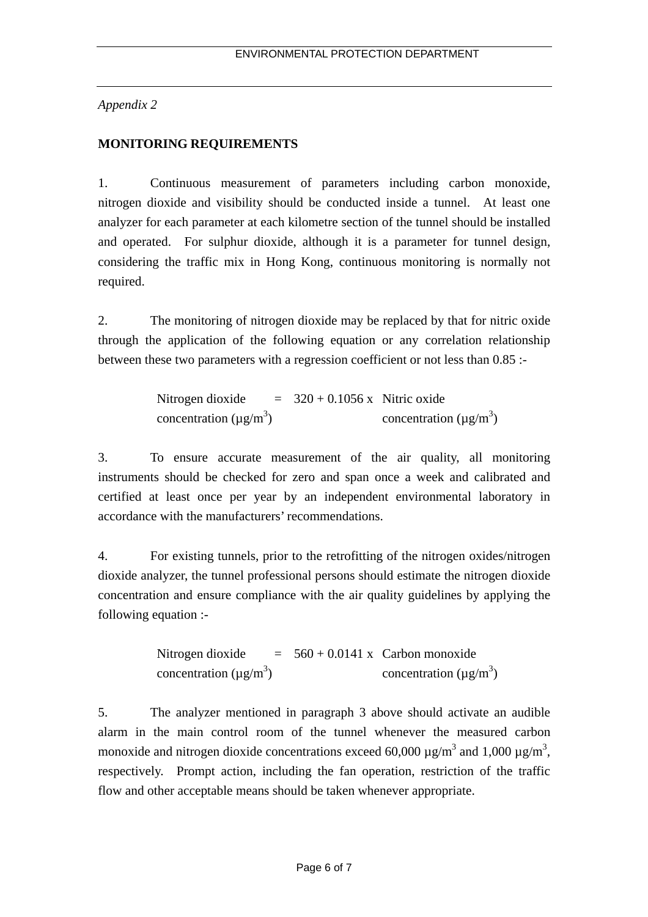*Appendix 2*

**MONITORING REQUIREMENTS**

1. Continuous measurement of parameters including carbon monoxide, nitrogen dioxide and visibility should be conducted inside a tunnel. At least one analyzer for each parameter at each kilometre section of the tunnel should be installed and operated. For sulphur dioxide, although it is a parameter for tunnel design, considering the traffic mix in Hong Kong, continuous monitoring is normally not required.

2. The monitoring of nitrogen dioxide may be replaced by that for nitric oxide through the application of the following equation or any correlation relationship between these two parameters with a regression coefficient or not less than 0.85 :-

$$\text{Nitrogen dioxide concentration } (\mu g/m^3) = 320 + 0.1056 \times \text{Nitric oxide concentration } (\mu g/m^3)$$

3. To ensure accurate measurement of the air quality, all monitoring instruments should be checked for zero and span once a week and calibrated and certified at least once per year by an independent environmental laboratory in accordance with the manufacturers' recommendations.

4. For existing tunnels, prior to the retrofitting of the nitrogen oxides/nitrogen dioxide analyzer, the tunnel professional persons should estimate the nitrogen dioxide concentration and ensure compliance with the air quality guidelines by applying the following equation :-

$$\text{Nitrogen dioxide concentration } (\mu g/m^3) = 560 + 0.0141 \times \text{Carbon monoxide concentration } (\mu g/m^3)$$

5. The analyzer mentioned in paragraph 3 above should activate an audible alarm in the main control room of the tunnel whenever the measured carbon monoxide and nitrogen dioxide concentrations exceed 60,000 $\mu g/m^3$ and 1,000 $\mu g/m^3$, respectively. Prompt action, including the fan operation, restriction of the traffic flow and other acceptable means should be taken whenever appropriate.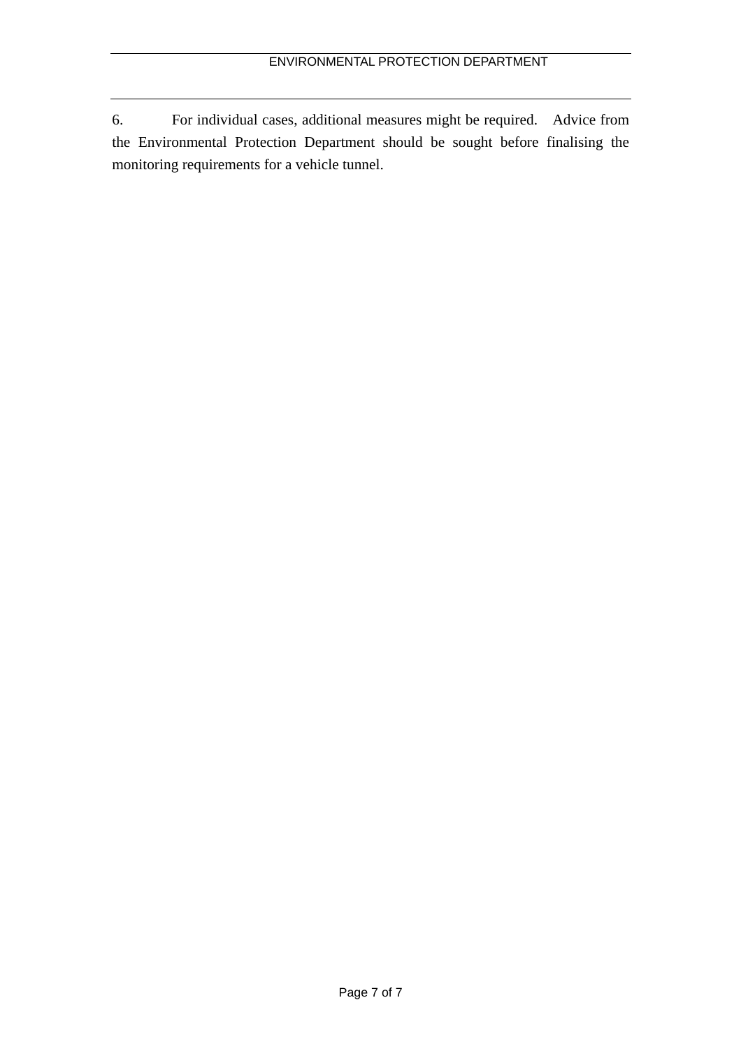6. For individual cases, additional measures might be required. Advice from the Environmental Protection Department should be sought before finalising the monitoring requirements for a vehicle tunnel.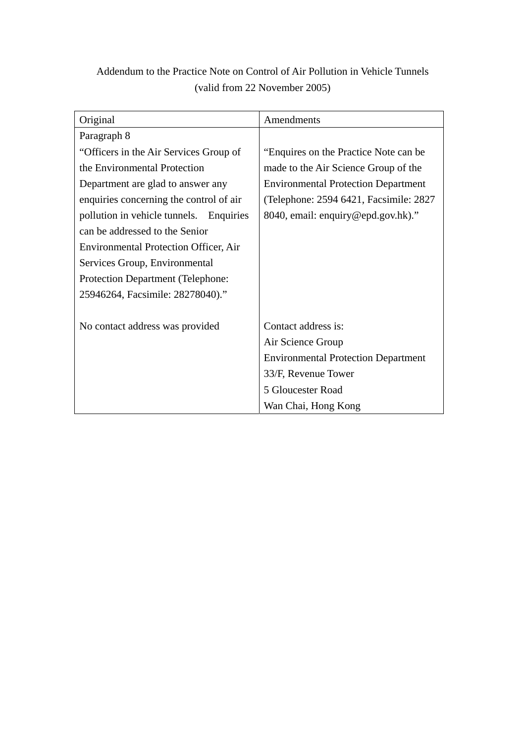Addendum to the Practice Note on Control of Air Pollution in Vehicle Tunnels
(valid from 22 November 2005)

| Original | Amendments |
| --- | --- |
| Paragraph 8<br>"Officers in the Air Services Group of the Environmental Protection Department are glad to answer any enquiries concerning the control of air pollution in vehicle tunnels. Enquiries can be addressed to the Senior Environmental Protection Officer, Air Services Group, Environmental Protection Department (Telephone: 25946264, Facsimile: 28278040)." | "Enquires on the Practice Note can be made to the Air Science Group of the Environmental Protection Department (Telephone: 2594 6421, Facsimile: 2827 8040, email: enquiry@epd.gov.hk)." |
| No contact address was provided | Contact address is:<br>Air Science Group<br>Environmental Protection Department<br>33/F, Revenue Tower<br>5 Gloucester Road<br>Wan Chai, Hong Kong |